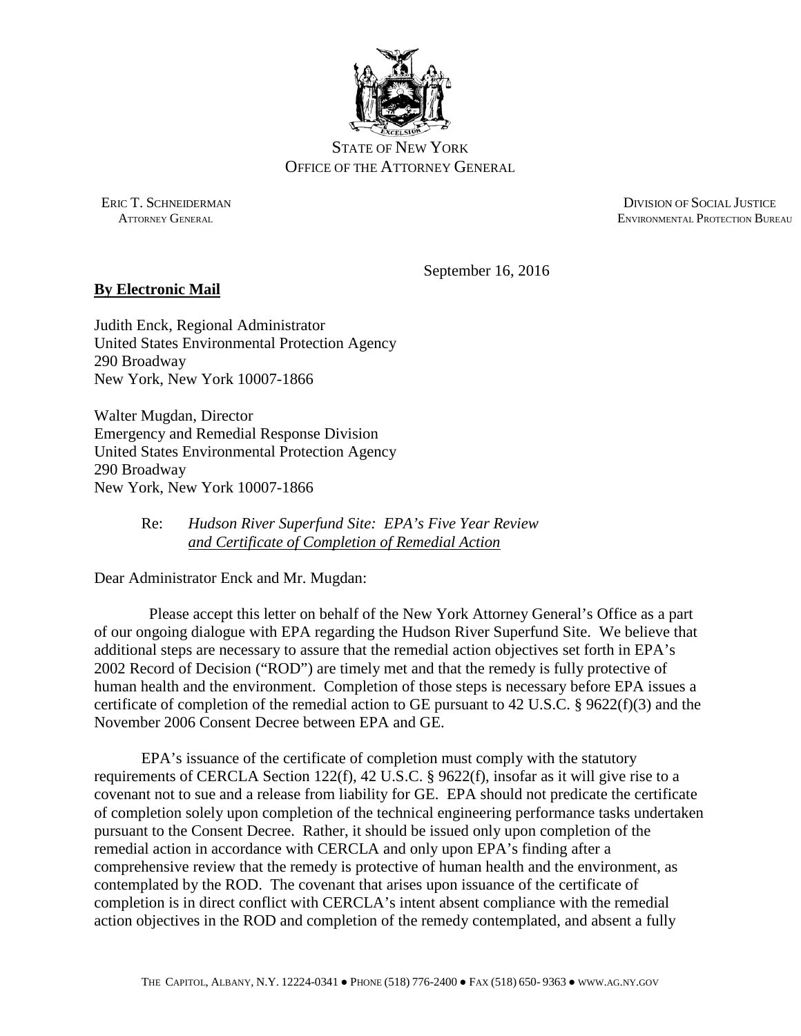STATE OF NEW YORK
OFFICE OF THE ATTORNEY GENERAL

ERIC T. SCHNEIDERMAN
ATTORNEY GENERAL

DIVISION OF SOCIAL JUSTICE
ENVIRONMENTAL PROTECTION BUREAU

September 16, 2016

**By Electronic Mail**

Judith Enck, Regional Administrator
United States Environmental Protection Agency
290 Broadway
New York, New York 10007-1866

Walter Mugdan, Director
Emergency and Remedial Response Division
United States Environmental Protection Agency
290 Broadway
New York, New York 10007-1866

Re: *Hudson River Superfund Site: EPA's Five Year Review and Certificate of Completion of Remedial Action*

Dear Administrator Enck and Mr. Mugdan:

Please accept this letter on behalf of the New York Attorney General's Office as a part of our ongoing dialogue with EPA regarding the Hudson River Superfund Site. We believe that additional steps are necessary to assure that the remedial action objectives set forth in EPA's 2002 Record of Decision ("ROD") are timely met and that the remedy is fully protective of human health and the environment. Completion of those steps is necessary before EPA issues a certificate of completion of the remedial action to GE pursuant to 42 U.S.C. § 9622(f)(3) and the November 2006 Consent Decree between EPA and GE.

EPA's issuance of the certificate of completion must comply with the statutory requirements of CERCLA Section 122(f), 42 U.S.C. § 9622(f), insofar as it will give rise to a covenant not to sue and a release from liability for GE. EPA should not predicate the certificate of completion solely upon completion of the technical engineering performance tasks undertaken pursuant to the Consent Decree. Rather, it should be issued only upon completion of the remedial action in accordance with CERCLA and only upon EPA's finding after a comprehensive review that the remedy is protective of human health and the environment, as contemplated by the ROD. The covenant that arises upon issuance of the certificate of completion is in direct conflict with CERCLA's intent absent compliance with the remedial action objectives in the ROD and completion of the remedy contemplated, and absent a fully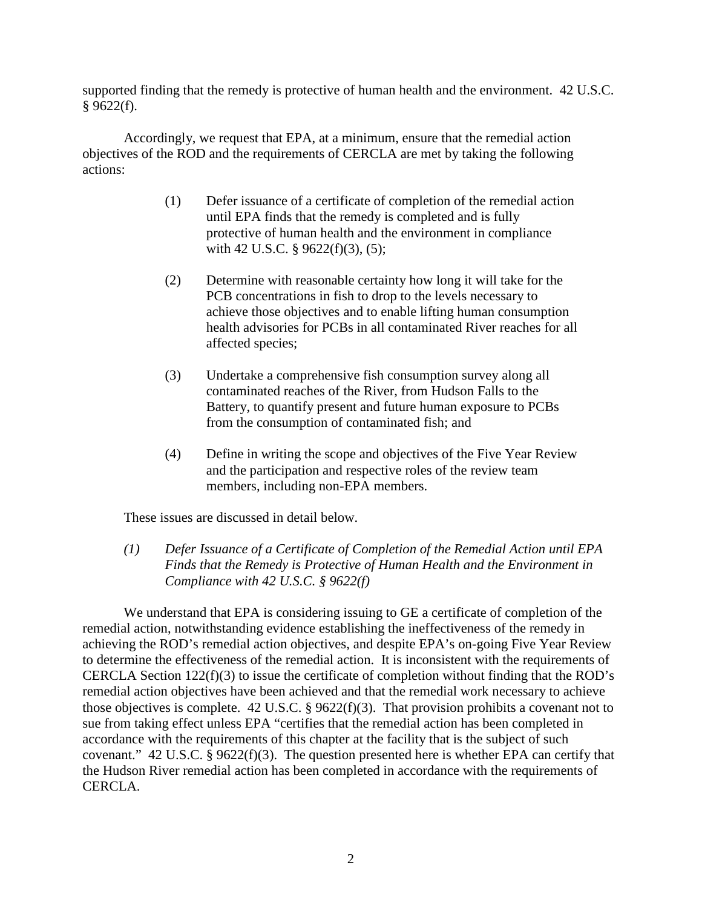supported finding that the remedy is protective of human health and the environment. 42 U.S.C. § 9622(f).

Accordingly, we request that EPA, at a minimum, ensure that the remedial action objectives of the ROD and the requirements of CERCLA are met by taking the following actions:

> (1) Defer issuance of a certificate of completion of the remedial action until EPA finds that the remedy is completed and is fully protective of human health and the environment in compliance with 42 U.S.C. § 9622(f)(3), (5);
>
> (2) Determine with reasonable certainty how long it will take for the PCB concentrations in fish to drop to the levels necessary to achieve those objectives and to enable lifting human consumption health advisories for PCBs in all contaminated River reaches for all affected species;
>
> (3) Undertake a comprehensive fish consumption survey along all contaminated reaches of the River, from Hudson Falls to the Battery, to quantify present and future human exposure to PCBs from the consumption of contaminated fish; and
>
> (4) Define in writing the scope and objectives of the Five Year Review and the participation and respective roles of the review team members, including non-EPA members.

These issues are discussed in detail below.

*(1) Defer Issuance of a Certificate of Completion of the Remedial Action until EPA Finds that the Remedy is Protective of Human Health and the Environment in Compliance with 42 U.S.C. § 9622(f)*

We understand that EPA is considering issuing to GE a certificate of completion of the remedial action, notwithstanding evidence establishing the ineffectiveness of the remedy in achieving the ROD's remedial action objectives, and despite EPA's on-going Five Year Review to determine the effectiveness of the remedial action. It is inconsistent with the requirements of CERCLA Section 122(f)(3) to issue the certificate of completion without finding that the ROD's remedial action objectives have been achieved and that the remedial work necessary to achieve those objectives is complete. 42 U.S.C. § 9622(f)(3). That provision prohibits a covenant not to sue from taking effect unless EPA "certifies that the remedial action has been completed in accordance with the requirements of this chapter at the facility that is the subject of such covenant." 42 U.S.C. § 9622(f)(3). The question presented here is whether EPA can certify that the Hudson River remedial action has been completed in accordance with the requirements of CERCLA.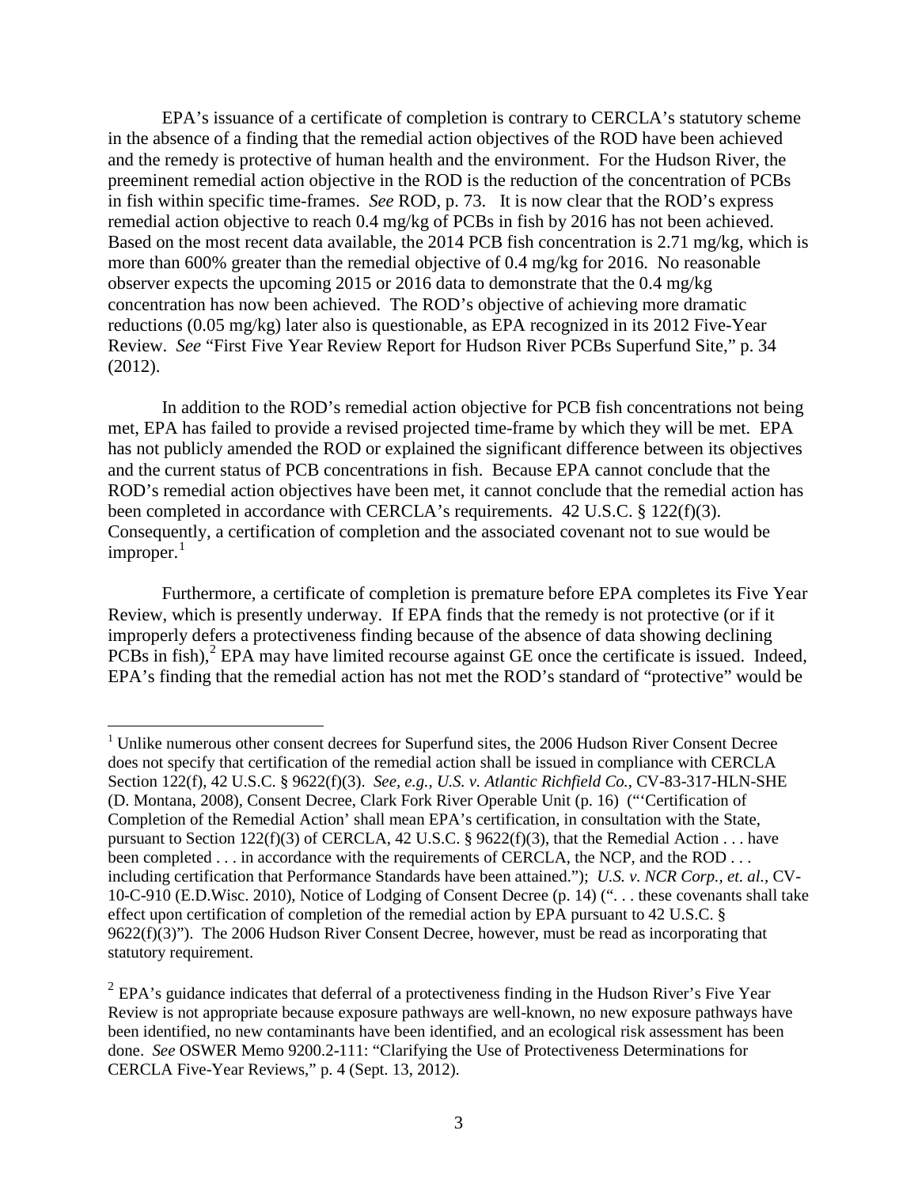EPA's issuance of a certificate of completion is contrary to CERCLA's statutory scheme in the absence of a finding that the remedial action objectives of the ROD have been achieved and the remedy is protective of human health and the environment. For the Hudson River, the preeminent remedial action objective in the ROD is the reduction of the concentration of PCBs in fish within specific time-frames. *See* ROD, p. 73. It is now clear that the ROD's express remedial action objective to reach 0.4 mg/kg of PCBs in fish by 2016 has not been achieved. Based on the most recent data available, the 2014 PCB fish concentration is 2.71 mg/kg, which is more than 600% greater than the remedial objective of 0.4 mg/kg for 2016. No reasonable observer expects the upcoming 2015 or 2016 data to demonstrate that the 0.4 mg/kg concentration has now been achieved. The ROD's objective of achieving more dramatic reductions (0.05 mg/kg) later also is questionable, as EPA recognized in its 2012 Five-Year Review. *See* "First Five Year Review Report for Hudson River PCBs Superfund Site," p. 34 (2012).

In addition to the ROD's remedial action objective for PCB fish concentrations not being met, EPA has failed to provide a revised projected time-frame by which they will be met. EPA has not publicly amended the ROD or explained the significant difference between its objectives and the current status of PCB concentrations in fish. Because EPA cannot conclude that the ROD's remedial action objectives have been met, it cannot conclude that the remedial action has been completed in accordance with CERCLA's requirements. 42 U.S.C. § 122(f)(3). Consequently, a certification of completion and the associated covenant not to sue would be improper.[1]

Furthermore, a certificate of completion is premature before EPA completes its Five Year Review, which is presently underway. If EPA finds that the remedy is not protective (or if it improperly defers a protectiveness finding because of the absence of data showing declining PCBs in fish),[2] EPA may have limited recourse against GE once the certificate is issued. Indeed, EPA's finding that the remedial action has not met the ROD's standard of "protective" would be

---

[1] Unlike numerous other consent decrees for Superfund sites, the 2006 Hudson River Consent Decree does not specify that certification of the remedial action shall be issued in compliance with CERCLA Section 122(f), 42 U.S.C. § 9622(f)(3). *See, e.g., U.S. v. Atlantic Richfield Co.*, CV-83-317-HLN-SHE (D. Montana, 2008), Consent Decree, Clark Fork River Operable Unit (p. 16) ("'Certification of Completion of the Remedial Action' shall mean EPA's certification, in consultation with the State, pursuant to Section 122(f)(3) of CERCLA, 42 U.S.C. § 9622(f)(3), that the Remedial Action . . . have been completed . . . in accordance with the requirements of CERCLA, the NCP, and the ROD . . . including certification that Performance Standards have been attained."); *U.S. v. NCR Corp., et. al.*, CV-10-C-910 (E.D.Wisc. 2010), Notice of Lodging of Consent Decree (p. 14) (". . . these covenants shall take effect upon certification of completion of the remedial action by EPA pursuant to 42 U.S.C. § 9622(f)(3)"). The 2006 Hudson River Consent Decree, however, must be read as incorporating that statutory requirement.

[2] EPA's guidance indicates that deferral of a protectiveness finding in the Hudson River's Five Year Review is not appropriate because exposure pathways are well-known, no new exposure pathways have been identified, no new contaminants have been identified, and an ecological risk assessment has been done. *See* OSWER Memo 9200.2-111: "Clarifying the Use of Protectiveness Determinations for CERCLA Five-Year Reviews," p. 4 (Sept. 13, 2012).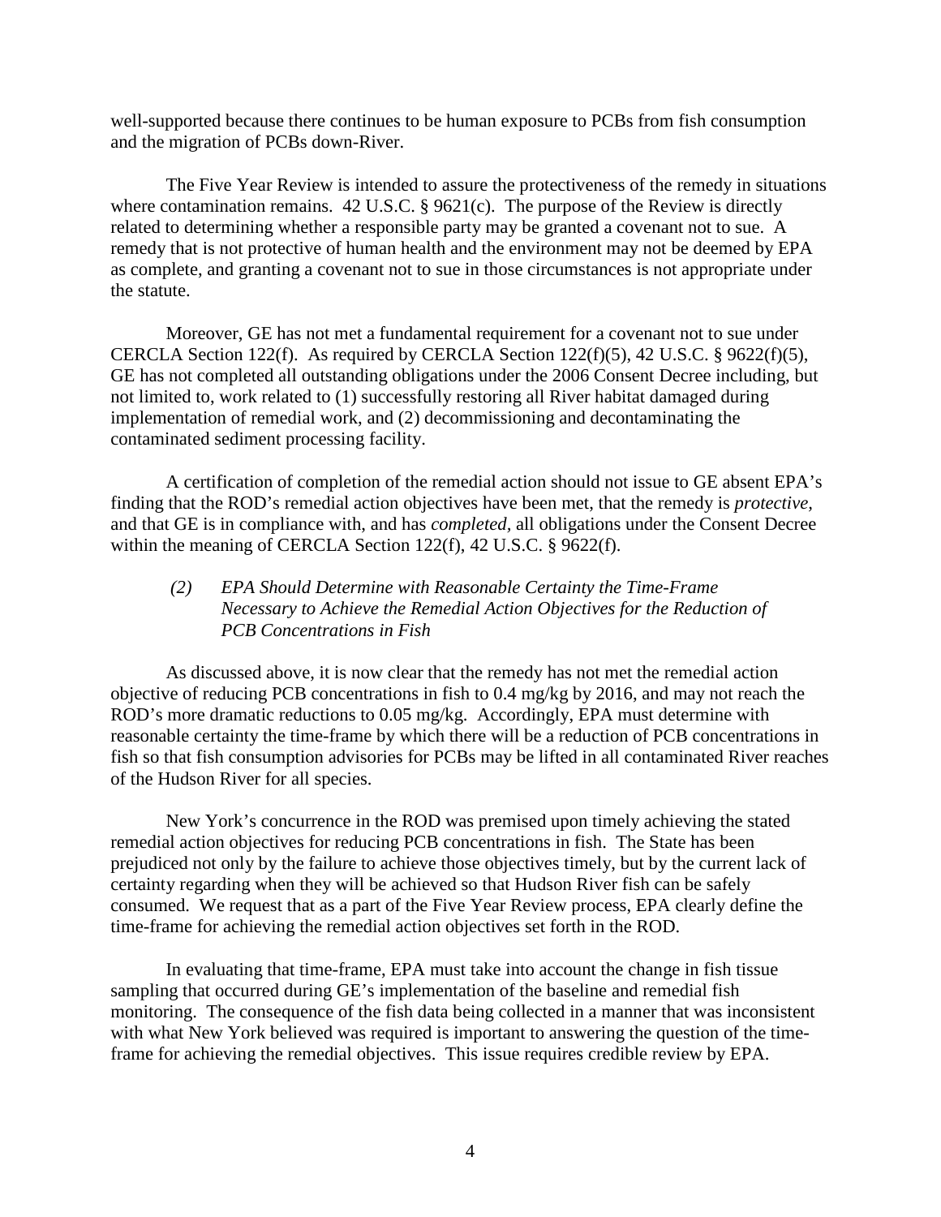well-supported because there continues to be human exposure to PCBs from fish consumption and the migration of PCBs down-River.

The Five Year Review is intended to assure the protectiveness of the remedy in situations where contamination remains. 42 U.S.C. § 9621(c). The purpose of the Review is directly related to determining whether a responsible party may be granted a covenant not to sue. A remedy that is not protective of human health and the environment may not be deemed by EPA as complete, and granting a covenant not to sue in those circumstances is not appropriate under the statute.

Moreover, GE has not met a fundamental requirement for a covenant not to sue under CERCLA Section 122(f). As required by CERCLA Section 122(f)(5), 42 U.S.C. § 9622(f)(5), GE has not completed all outstanding obligations under the 2006 Consent Decree including, but not limited to, work related to (1) successfully restoring all River habitat damaged during implementation of remedial work, and (2) decommissioning and decontaminating the contaminated sediment processing facility.

A certification of completion of the remedial action should not issue to GE absent EPA's finding that the ROD's remedial action objectives have been met, that the remedy is *protective*, and that GE is in compliance with, and has *completed,* all obligations under the Consent Decree within the meaning of CERCLA Section 122(f), 42 U.S.C. § 9622(f).

*(2) EPA Should Determine with Reasonable Certainty the Time-Frame Necessary to Achieve the Remedial Action Objectives for the Reduction of PCB Concentrations in Fish*

As discussed above, it is now clear that the remedy has not met the remedial action objective of reducing PCB concentrations in fish to 0.4 mg/kg by 2016, and may not reach the ROD's more dramatic reductions to 0.05 mg/kg. Accordingly, EPA must determine with reasonable certainty the time-frame by which there will be a reduction of PCB concentrations in fish so that fish consumption advisories for PCBs may be lifted in all contaminated River reaches of the Hudson River for all species.

New York's concurrence in the ROD was premised upon timely achieving the stated remedial action objectives for reducing PCB concentrations in fish. The State has been prejudiced not only by the failure to achieve those objectives timely, but by the current lack of certainty regarding when they will be achieved so that Hudson River fish can be safely consumed. We request that as a part of the Five Year Review process, EPA clearly define the time-frame for achieving the remedial action objectives set forth in the ROD.

In evaluating that time-frame, EPA must take into account the change in fish tissue sampling that occurred during GE's implementation of the baseline and remedial fish monitoring. The consequence of the fish data being collected in a manner that was inconsistent with what New York believed was required is important to answering the question of the time-frame for achieving the remedial objectives. This issue requires credible review by EPA.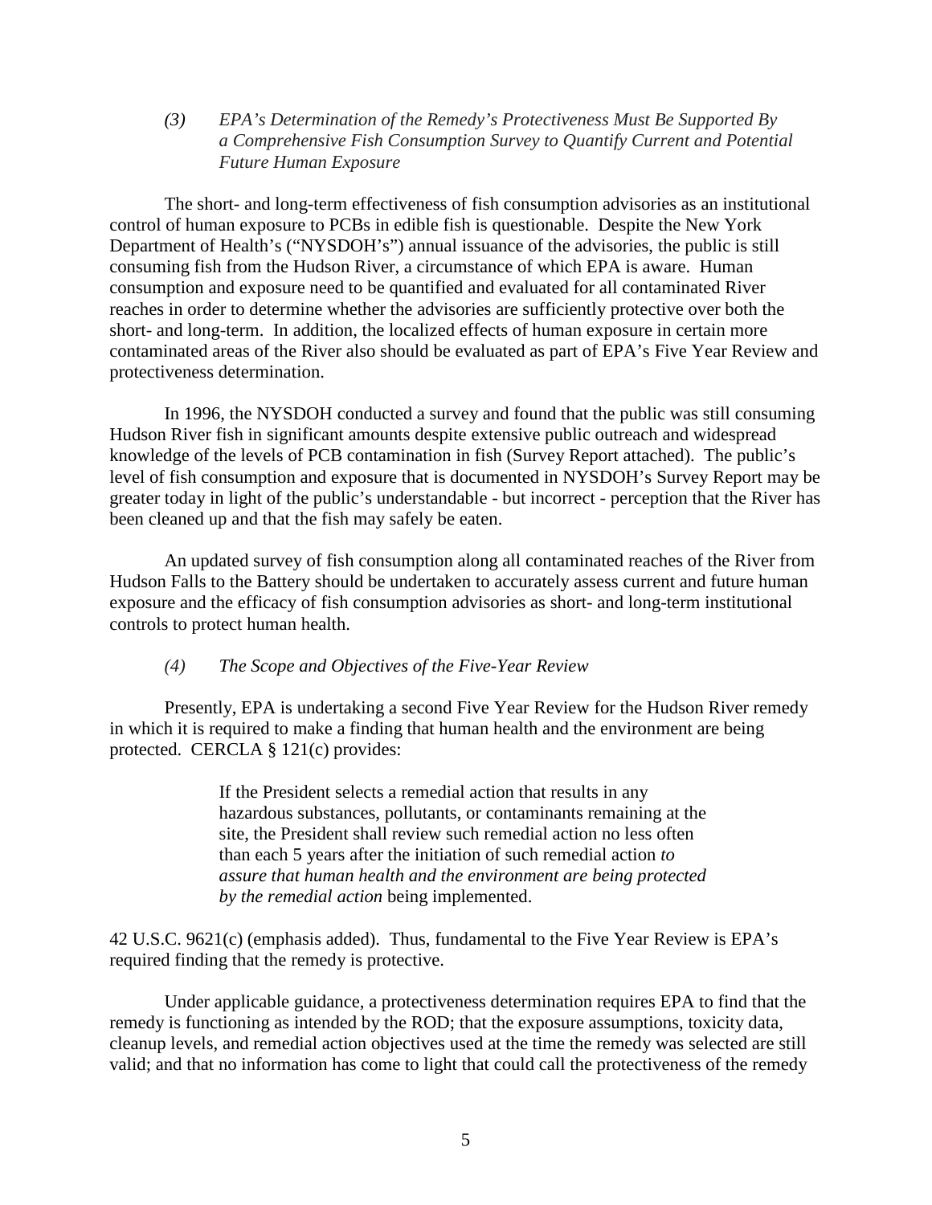*(3) EPA's Determination of the Remedy's Protectiveness Must Be Supported By a Comprehensive Fish Consumption Survey to Quantify Current and Potential Future Human Exposure*

The short- and long-term effectiveness of fish consumption advisories as an institutional control of human exposure to PCBs in edible fish is questionable. Despite the New York Department of Health's ("NYSDOH's") annual issuance of the advisories, the public is still consuming fish from the Hudson River, a circumstance of which EPA is aware. Human consumption and exposure need to be quantified and evaluated for all contaminated River reaches in order to determine whether the advisories are sufficiently protective over both the short- and long-term. In addition, the localized effects of human exposure in certain more contaminated areas of the River also should be evaluated as part of EPA's Five Year Review and protectiveness determination.

In 1996, the NYSDOH conducted a survey and found that the public was still consuming Hudson River fish in significant amounts despite extensive public outreach and widespread knowledge of the levels of PCB contamination in fish (Survey Report attached). The public's level of fish consumption and exposure that is documented in NYSDOH's Survey Report may be greater today in light of the public's understandable - but incorrect - perception that the River has been cleaned up and that the fish may safely be eaten.

An updated survey of fish consumption along all contaminated reaches of the River from Hudson Falls to the Battery should be undertaken to accurately assess current and future human exposure and the efficacy of fish consumption advisories as short- and long-term institutional controls to protect human health.

*(4) The Scope and Objectives of the Five-Year Review*

Presently, EPA is undertaking a second Five Year Review for the Hudson River remedy in which it is required to make a finding that human health and the environment are being protected. CERCLA § 121(c) provides:

> If the President selects a remedial action that results in any hazardous substances, pollutants, or contaminants remaining at the site, the President shall review such remedial action no less often than each 5 years after the initiation of such remedial action *to assure that human health and the environment are being protected by the remedial action* being implemented.

42 U.S.C. 9621(c) (emphasis added). Thus, fundamental to the Five Year Review is EPA's required finding that the remedy is protective.

Under applicable guidance, a protectiveness determination requires EPA to find that the remedy is functioning as intended by the ROD; that the exposure assumptions, toxicity data, cleanup levels, and remedial action objectives used at the time the remedy was selected are still valid; and that no information has come to light that could call the protectiveness of the remedy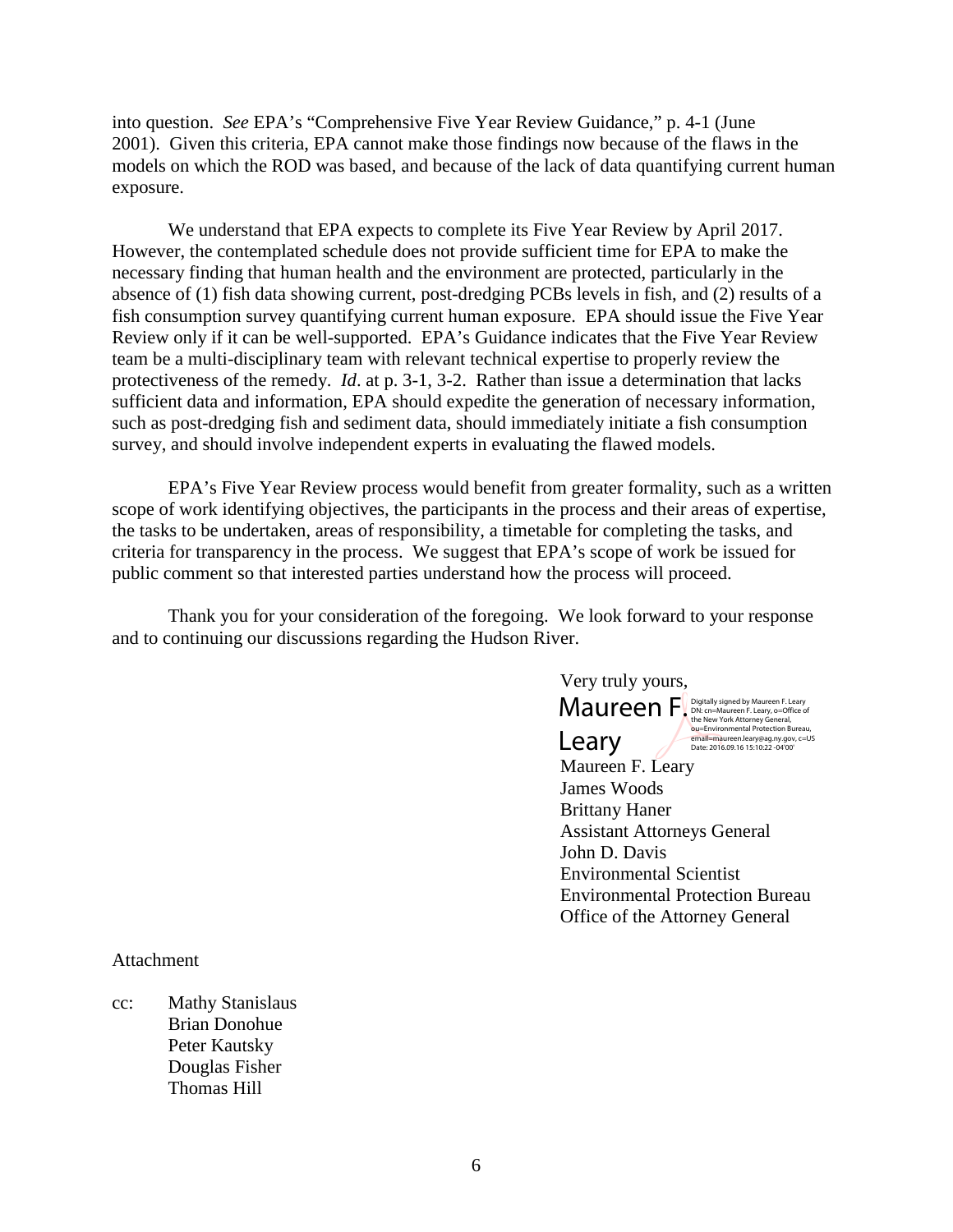into question. *See* EPA's "Comprehensive Five Year Review Guidance," p. 4-1 (June 2001). Given this criteria, EPA cannot make those findings now because of the flaws in the models on which the ROD was based, and because of the lack of data quantifying current human exposure.

We understand that EPA expects to complete its Five Year Review by April 2017. However, the contemplated schedule does not provide sufficient time for EPA to make the necessary finding that human health and the environment are protected, particularly in the absence of (1) fish data showing current, post-dredging PCBs levels in fish, and (2) results of a fish consumption survey quantifying current human exposure. EPA should issue the Five Year Review only if it can be well-supported. EPA's Guidance indicates that the Five Year Review team be a multi-disciplinary team with relevant technical expertise to properly review the protectiveness of the remedy. *Id*. at p. 3-1, 3-2. Rather than issue a determination that lacks sufficient data and information, EPA should expedite the generation of necessary information, such as post-dredging fish and sediment data, should immediately initiate a fish consumption survey, and should involve independent experts in evaluating the flawed models.

EPA's Five Year Review process would benefit from greater formality, such as a written scope of work identifying objectives, the participants in the process and their areas of expertise, the tasks to be undertaken, areas of responsibility, a timetable for completing the tasks, and criteria for transparency in the process. We suggest that EPA's scope of work be issued for public comment so that interested parties understand how the process will proceed.

Thank you for your consideration of the foregoing. We look forward to your response and to continuing our discussions regarding the Hudson River.

Very truly yours,

Maureen F. Leary

Digitally signed by Maureen F. Leary
DN: cn=Maureen F. Leary, o=Office of the New York Attorney General, ou=Environmental Protection Bureau, email=maureen.leary@ag.ny.gov, c=US
Date: 2016.09.16 15:10:22 -04'00'

Maureen F. Leary
James Woods
Brittany Haner
Assistant Attorneys General
John D. Davis
Environmental Scientist
Environmental Protection Bureau
Office of the Attorney General

Attachment

cc: Mathy Stanislaus
Brian Donohue
Peter Kautsky
Douglas Fisher
Thomas Hill